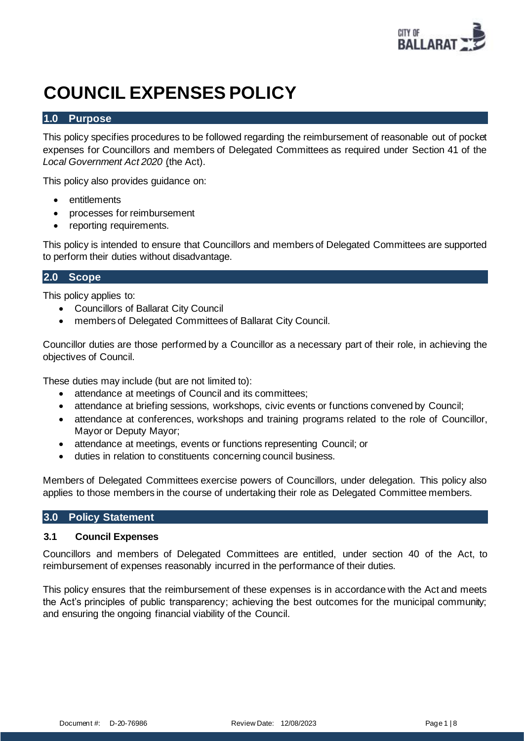# COUNCIL EXPENSES POLICY

## 1.0 Purpose

This policy specifies procedures to be followed regarding the reimbursement of reasonable out of pocket expenses for Councillors and members of Delegated Committees as required under Section 41 of the *Local Government Act 2020* (the Act).

This policy also provides guidance on:

- entitlements
- processes for reimbursement
- reporting requirements.

This policy is intended to ensure that Councillors and members of Delegated Committees are supported to perform their duties without disadvantage.

## 2.0 Scope

This policy applies to:

- Councillors of Ballarat City Council
- members of Delegated Committees of Ballarat City Council.

Councillor duties are those performed by a Councillor as a necessary part of their role, in achieving the objectives of Council.

These duties may include (but are not limited to):

- attendance at meetings of Council and its committees;
- attendance at briefing sessions, workshops, civic events or functions convened by Council;
- attendance at conferences, workshops and training programs related to the role of Councillor, Mayor or Deputy Mayor;
- attendance at meetings, events or functions representing Council; or
- duties in relation to constituents concerning council business.

Members of Delegated Committees exercise powers of Councillors, under delegation. This policy also applies to those members in the course of undertaking their role as Delegated Committee members.

## 3.0 Policy Statement

### 3.1 Council Expenses

Councillors and members of Delegated Committees are entitled, under section 40 of the Act, to reimbursement of expenses reasonably incurred in the performance of their duties.

This policy ensures that the reimbursement of these expenses is in accordance with the Act and meets the Act's principles of public transparency; achieving the best outcomes for the municipal community; and ensuring the ongoing financial viability of the Council.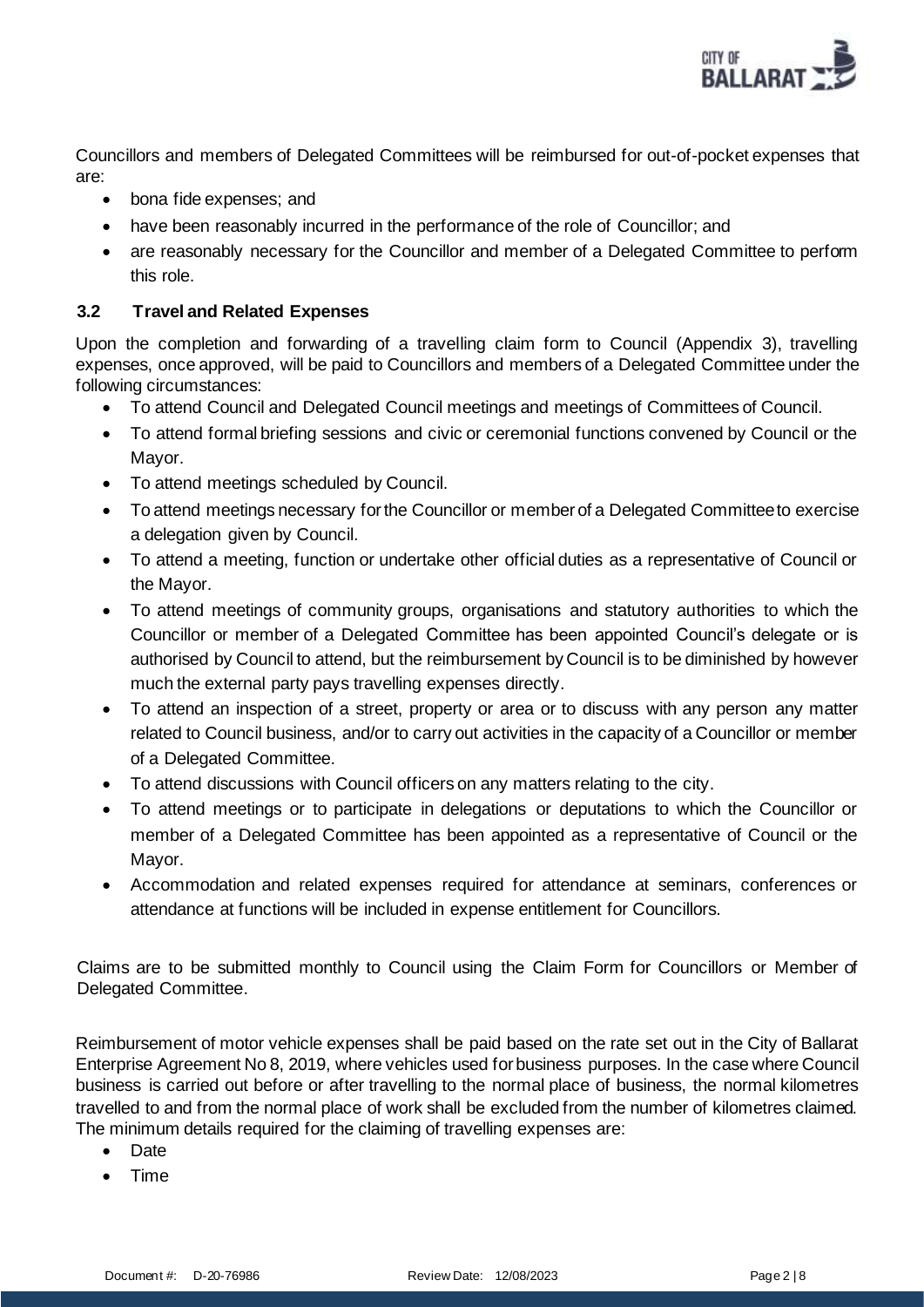Councillors and members of Delegated Committees will be reimbursed for out-of-pocket expenses that are:

- bona fide expenses; and
- have been reasonably incurred in the performance of the role of Councillor; and
- are reasonably necessary for the Councillor and member of a Delegated Committee to perform this role.

### 3.2 Travel and Related Expenses

Upon the completion and forwarding of a travelling claim form to Council (Appendix 3), travelling expenses, once approved, will be paid to Councillors and members of a Delegated Committee under the following circumstances:

- To attend Council and Delegated Council meetings and meetings of Committees of Council.
- To attend formal briefing sessions and civic or ceremonial functions convened by Council or the Mayor.
- To attend meetings scheduled by Council.
- To attend meetings necessary for the Councillor or member of a Delegated Committee to exercise a delegation given by Council.
- To attend a meeting, function or undertake other official duties as a representative of Council or the Mayor.
- To attend meetings of community groups, organisations and statutory authorities to which the Councillor or member of a Delegated Committee has been appointed Council's delegate or is authorised by Council to attend, but the reimbursement by Council is to be diminished by however much the external party pays travelling expenses directly.
- To attend an inspection of a street, property or area or to discuss with any person any matter related to Council business, and/or to carry out activities in the capacity of a Councillor or member of a Delegated Committee.
- To attend discussions with Council officers on any matters relating to the city.
- To attend meetings or to participate in delegations or deputations to which the Councillor or member of a Delegated Committee has been appointed as a representative of Council or the Mayor.
- Accommodation and related expenses required for attendance at seminars, conferences or attendance at functions will be included in expense entitlement for Councillors.

Claims are to be submitted monthly to Council using the Claim Form for Councillors or Member of Delegated Committee.

Reimbursement of motor vehicle expenses shall be paid based on the rate set out in the City of Ballarat Enterprise Agreement No 8, 2019, where vehicles used for business purposes. In the case where Council business is carried out before or after travelling to the normal place of business, the normal kilometres travelled to and from the normal place of work shall be excluded from the number of kilometres claimed. The minimum details required for the claiming of travelling expenses are:

- Date
- Time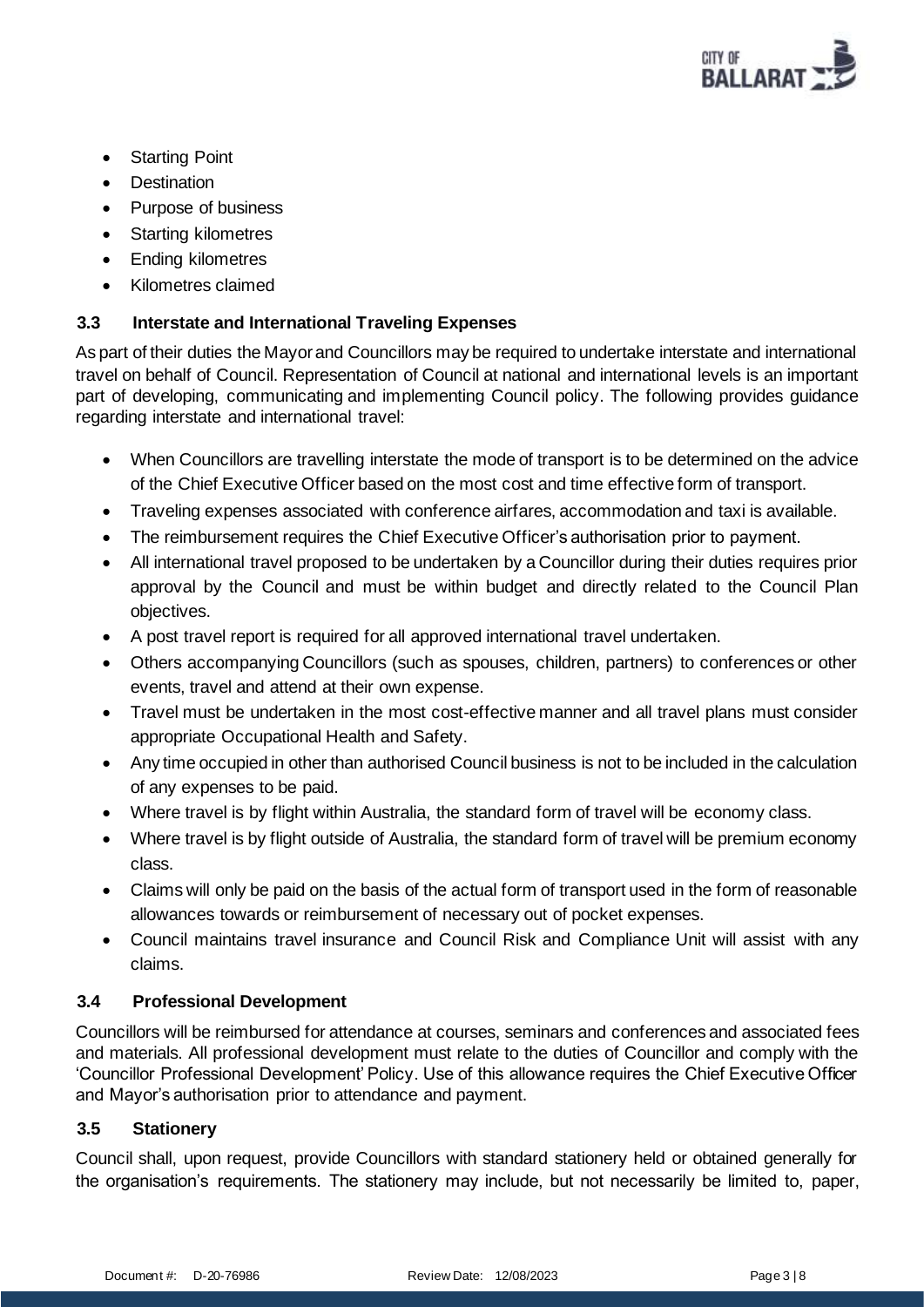- Starting Point
- Destination
- Purpose of business
- Starting kilometres
- Ending kilometres
- Kilometres claimed

### 3.3 Interstate and International Traveling Expenses

As part of their duties the Mayor and Councillors may be required to undertake interstate and international travel on behalf of Council. Representation of Council at national and international levels is an important part of developing, communicating and implementing Council policy. The following provides guidance regarding interstate and international travel:

- When Councillors are travelling interstate the mode of transport is to be determined on the advice of the Chief Executive Officer based on the most cost and time effective form of transport.
- Traveling expenses associated with conference airfares, accommodation and taxi is available.
- The reimbursement requires the Chief Executive Officer's authorisation prior to payment.
- All international travel proposed to be undertaken by a Councillor during their duties requires prior approval by the Council and must be within budget and directly related to the Council Plan objectives.
- A post travel report is required for all approved international travel undertaken.
- Others accompanying Councillors (such as spouses, children, partners) to conferences or other events, travel and attend at their own expense.
- Travel must be undertaken in the most cost-effective manner and all travel plans must consider appropriate Occupational Health and Safety.
- Any time occupied in other than authorised Council business is not to be included in the calculation of any expenses to be paid.
- Where travel is by flight within Australia, the standard form of travel will be economy class.
- Where travel is by flight outside of Australia, the standard form of travel will be premium economy class.
- Claims will only be paid on the basis of the actual form of transport used in the form of reasonable allowances towards or reimbursement of necessary out of pocket expenses.
- Council maintains travel insurance and Council Risk and Compliance Unit will assist with any claims.

### 3.4 Professional Development

Councillors will be reimbursed for attendance at courses, seminars and conferences and associated fees and materials. All professional development must relate to the duties of Councillor and comply with the 'Councillor Professional Development' Policy. Use of this allowance requires the Chief Executive Officer and Mayor's authorisation prior to attendance and payment.

### 3.5 Stationery

Council shall, upon request, provide Councillors with standard stationery held or obtained generally for the organisation's requirements. The stationery may include, but not necessarily be limited to, paper,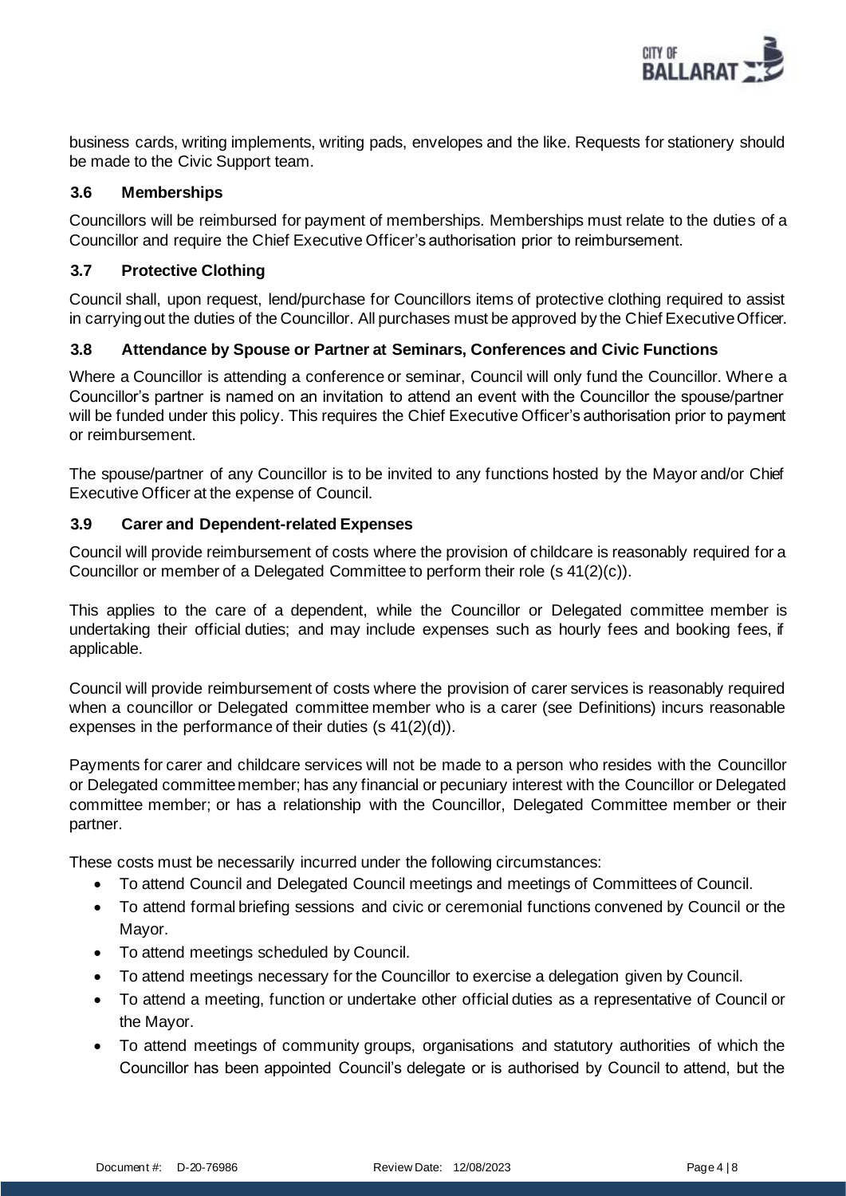business cards, writing implements, writing pads, envelopes and the like. Requests for stationery should be made to the Civic Support team.

### 3.6 Memberships

Councillors will be reimbursed for payment of memberships. Memberships must relate to the duties of a Councillor and require the Chief Executive Officer's authorisation prior to reimbursement.

### 3.7 Protective Clothing

Council shall, upon request, lend/purchase for Councillors items of protective clothing required to assist in carrying out the duties of the Councillor. All purchases must be approved by the Chief Executive Officer.

### 3.8 Attendance by Spouse or Partner at Seminars, Conferences and Civic Functions

Where a Councillor is attending a conference or seminar, Council will only fund the Councillor. Where a Councillor's partner is named on an invitation to attend an event with the Councillor the spouse/partner will be funded under this policy. This requires the Chief Executive Officer's authorisation prior to payment or reimbursement.

The spouse/partner of any Councillor is to be invited to any functions hosted by the Mayor and/or Chief Executive Officer at the expense of Council.

### 3.9 Carer and Dependent-related Expenses

Council will provide reimbursement of costs where the provision of childcare is reasonably required for a Councillor or member of a Delegated Committee to perform their role (s 41(2)(c)).

This applies to the care of a dependent, while the Councillor or Delegated committee member is undertaking their official duties; and may include expenses such as hourly fees and booking fees, if applicable.

Council will provide reimbursement of costs where the provision of carer services is reasonably required when a councillor or Delegated committee member who is a carer (see Definitions) incurs reasonable expenses in the performance of their duties (s 41(2)(d)).

Payments for carer and childcare services will not be made to a person who resides with the Councillor or Delegated committee member; has any financial or pecuniary interest with the Councillor or Delegated committee member; or has a relationship with the Councillor, Delegated Committee member or their partner.

These costs must be necessarily incurred under the following circumstances:

- To attend Council and Delegated Council meetings and meetings of Committees of Council.
- To attend formal briefing sessions and civic or ceremonial functions convened by Council or the Mayor.
- To attend meetings scheduled by Council.
- To attend meetings necessary for the Councillor to exercise a delegation given by Council.
- To attend a meeting, function or undertake other official duties as a representative of Council or the Mayor.
- To attend meetings of community groups, organisations and statutory authorities of which the Councillor has been appointed Council's delegate or is authorised by Council to attend, but the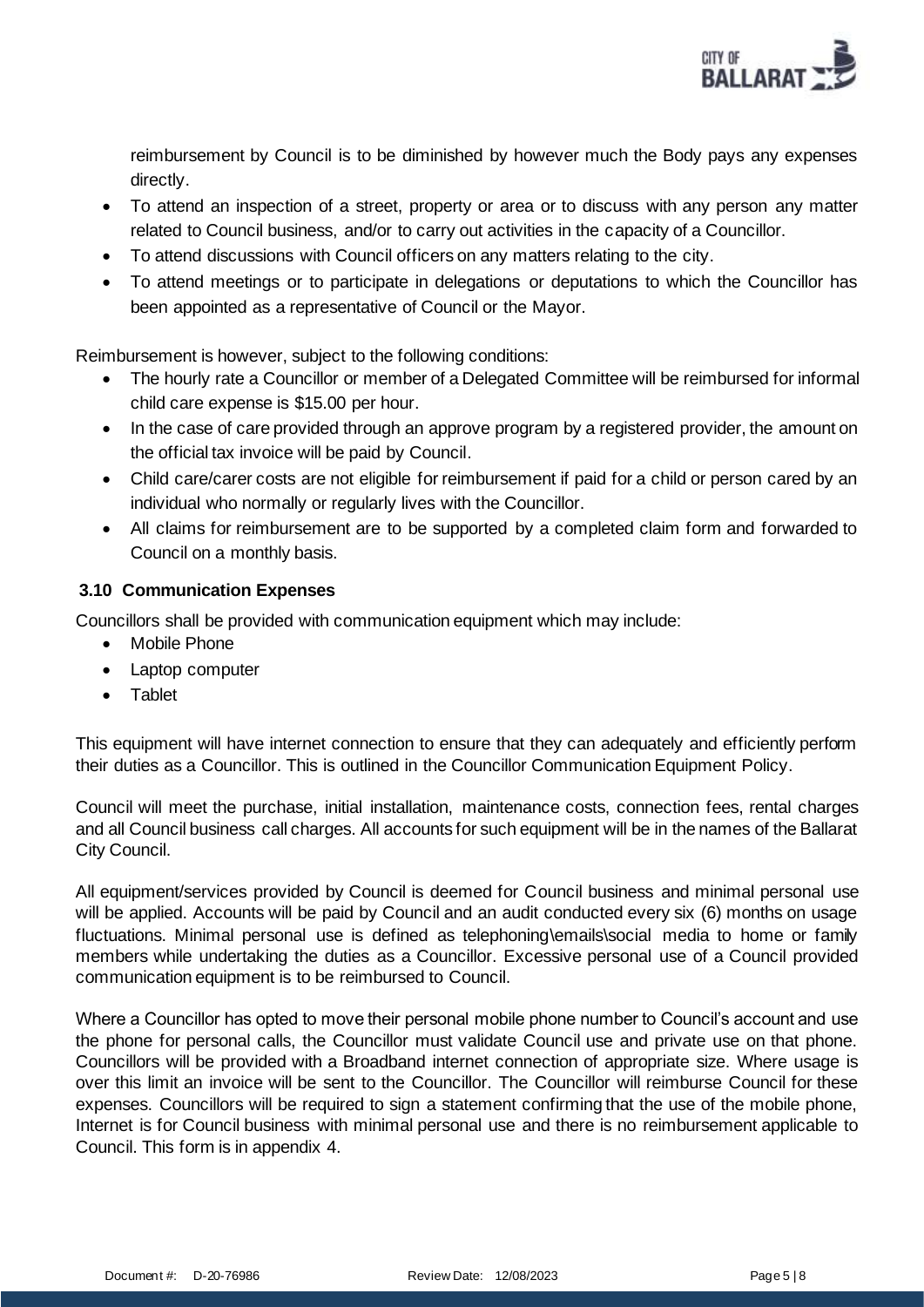reimbursement by Council is to be diminished by however much the Body pays any expenses directly.

- To attend an inspection of a street, property or area or to discuss with any person any matter related to Council business, and/or to carry out activities in the capacity of a Councillor.
- To attend discussions with Council officers on any matters relating to the city.
- To attend meetings or to participate in delegations or deputations to which the Councillor has been appointed as a representative of Council or the Mayor.

Reimbursement is however, subject to the following conditions:

- The hourly rate a Councillor or member of a Delegated Committee will be reimbursed for informal child care expense is $15.00 per hour.
- In the case of care provided through an approve program by a registered provider, the amount on the official tax invoice will be paid by Council.
- Child care/carer costs are not eligible for reimbursement if paid for a child or person cared by an individual who normally or regularly lives with the Councillor.
- All claims for reimbursement are to be supported by a completed claim form and forwarded to Council on a monthly basis.

### 3.10 Communication Expenses

Councillors shall be provided with communication equipment which may include:

- Mobile Phone
- Laptop computer
- Tablet

This equipment will have internet connection to ensure that they can adequately and efficiently perform their duties as a Councillor. This is outlined in the Councillor Communication Equipment Policy.

Council will meet the purchase, initial installation, maintenance costs, connection fees, rental charges and all Council business call charges. All accounts for such equipment will be in the names of the Ballarat City Council.

All equipment/services provided by Council is deemed for Council business and minimal personal use will be applied. Accounts will be paid by Council and an audit conducted every six (6) months on usage fluctuations. Minimal personal use is defined as telephoning\emails\social media to home or family members while undertaking the duties as a Councillor. Excessive personal use of a Council provided communication equipment is to be reimbursed to Council.

Where a Councillor has opted to move their personal mobile phone number to Council's account and use the phone for personal calls, the Councillor must validate Council use and private use on that phone. Councillors will be provided with a Broadband internet connection of appropriate size. Where usage is over this limit an invoice will be sent to the Councillor. The Councillor will reimburse Council for these expenses. Councillors will be required to sign a statement confirming that the use of the mobile phone, Internet is for Council business with minimal personal use and there is no reimbursement applicable to Council. This form is in appendix 4.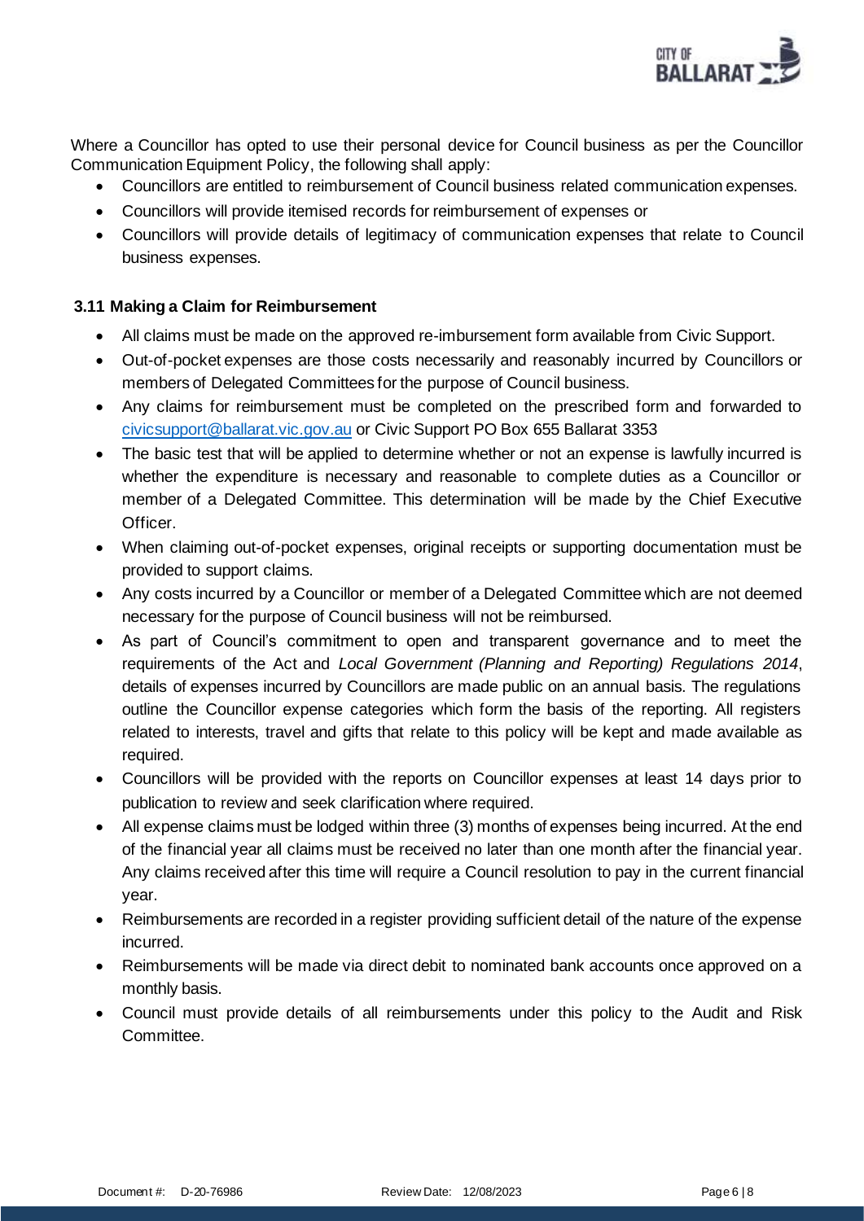Where a Councillor has opted to use their personal device for Council business as per the Councillor Communication Equipment Policy, the following shall apply:

- Councillors are entitled to reimbursement of Council business related communication expenses.
- Councillors will provide itemised records for reimbursement of expenses or
- Councillors will provide details of legitimacy of communication expenses that relate to Council business expenses.

### 3.11 Making a Claim for Reimbursement

- All claims must be made on the approved re-imbursement form available from Civic Support.
- Out-of-pocket expenses are those costs necessarily and reasonably incurred by Councillors or members of Delegated Committees for the purpose of Council business.
- Any claims for reimbursement must be completed on the prescribed form and forwarded to civicsupport@ballarat.vic.gov.au or Civic Support PO Box 655 Ballarat 3353
- The basic test that will be applied to determine whether or not an expense is lawfully incurred is whether the expenditure is necessary and reasonable to complete duties as a Councillor or member of a Delegated Committee. This determination will be made by the Chief Executive Officer.
- When claiming out-of-pocket expenses, original receipts or supporting documentation must be provided to support claims.
- Any costs incurred by a Councillor or member of a Delegated Committee which are not deemed necessary for the purpose of Council business will not be reimbursed.
- As part of Council's commitment to open and transparent governance and to meet the requirements of the Act and *Local Government (Planning and Reporting) Regulations 2014*, details of expenses incurred by Councillors are made public on an annual basis. The regulations outline the Councillor expense categories which form the basis of the reporting. All registers related to interests, travel and gifts that relate to this policy will be kept and made available as required.
- Councillors will be provided with the reports on Councillor expenses at least 14 days prior to publication to review and seek clarification where required.
- All expense claims must be lodged within three (3) months of expenses being incurred. At the end of the financial year all claims must be received no later than one month after the financial year. Any claims received after this time will require a Council resolution to pay in the current financial year.
- Reimbursements are recorded in a register providing sufficient detail of the nature of the expense incurred.
- Reimbursements will be made via direct debit to nominated bank accounts once approved on a monthly basis.
- Council must provide details of all reimbursements under this policy to the Audit and Risk Committee.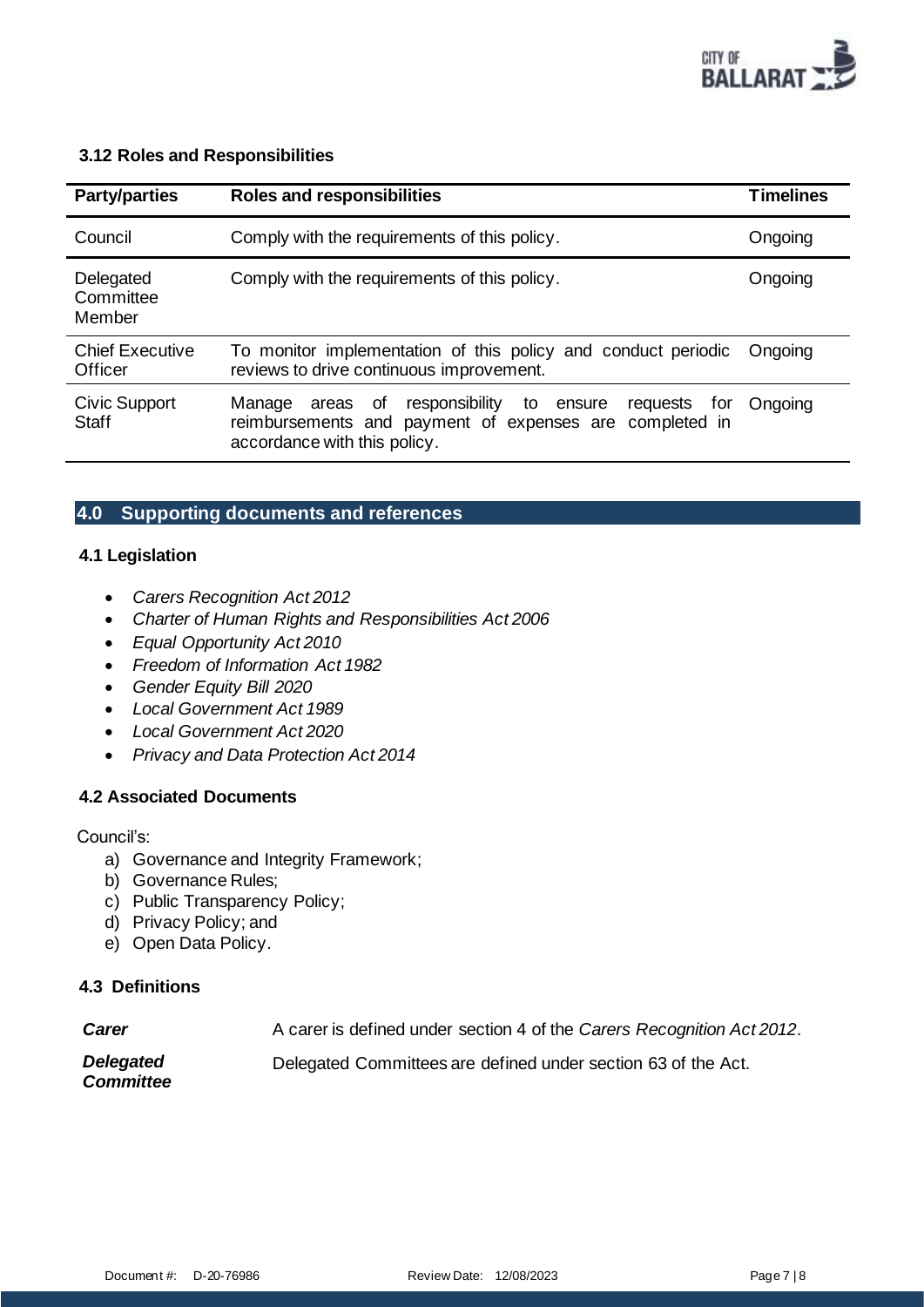### 3.12 Roles and Responsibilities

| Party/parties | Roles and responsibilities | Timelines |
|---|---|---|
| Council | Comply with the requirements of this policy. | Ongoing |
| Delegated Committee Member | Comply with the requirements of this policy. | Ongoing |
| Chief Executive Officer | To monitor implementation of this policy and conduct periodic reviews to drive continuous improvement. | Ongoing |
| Civic Support Staff | Manage areas of responsibility to ensure requests for reimbursements and payment of expenses are completed in accordance with this policy. | Ongoing |

## 4.0 Supporting documents and references

### 4.1 Legislation

- *Carers Recognition Act 2012*
- *Charter of Human Rights and Responsibilities Act 2006*
- *Equal Opportunity Act 2010*
- *Freedom of Information Act 1982*
- *Gender Equity Bill 2020*
- *Local Government Act 1989*
- *Local Government Act 2020*
- *Privacy and Data Protection Act 2014*

### 4.2 Associated Documents

Council's:

a) Governance and Integrity Framework;
b) Governance Rules;
c) Public Transparency Policy;
d) Privacy Policy; and
e) Open Data Policy.

### 4.3 Definitions

| | |
|---|---|
| ***Carer*** | A carer is defined under section 4 of the *Carers Recognition Act 2012*. |
| ***Delegated Committee*** | Delegated Committees are defined under section 63 of the Act. |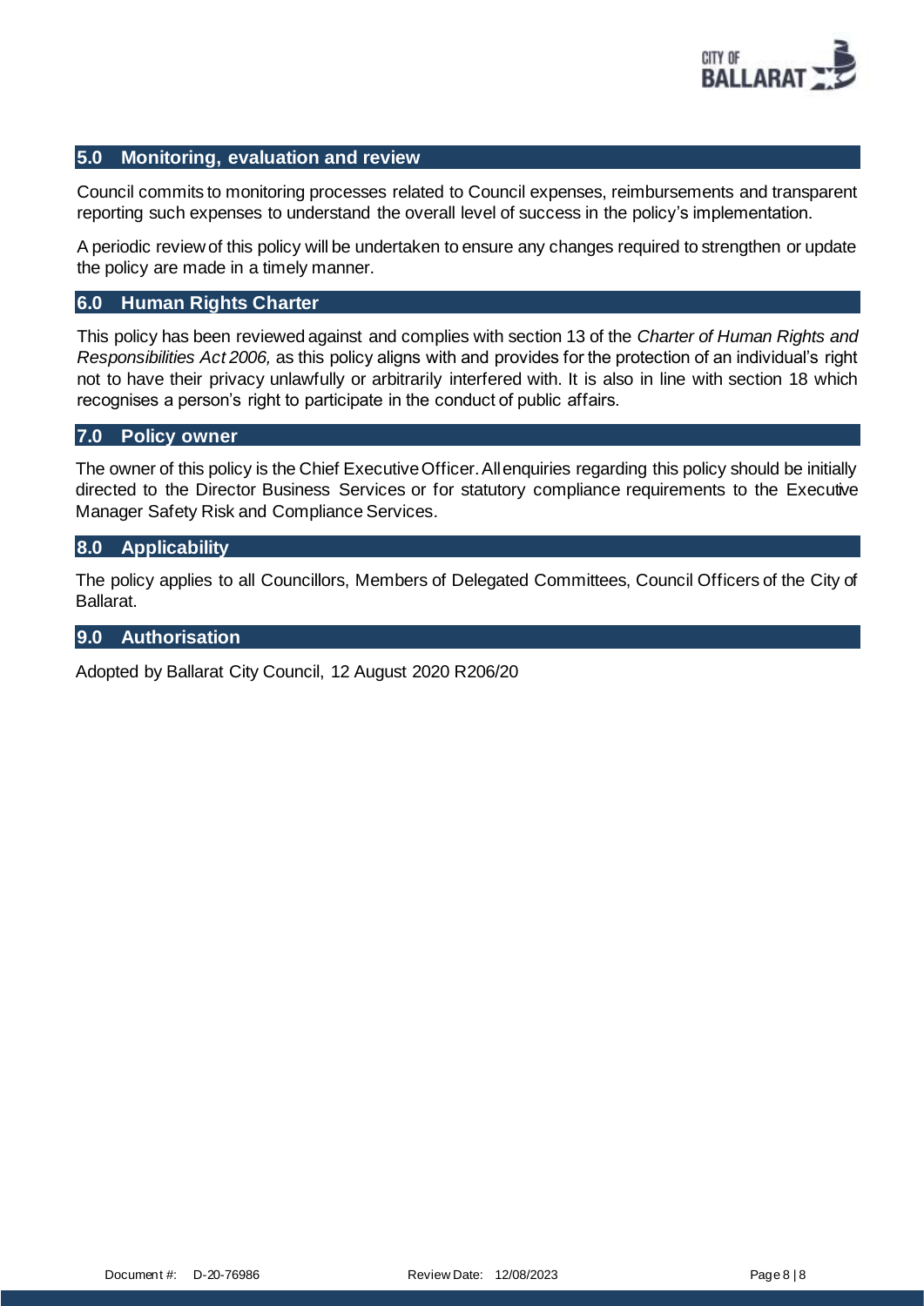## 5.0 Monitoring, evaluation and review

Council commits to monitoring processes related to Council expenses, reimbursements and transparent reporting such expenses to understand the overall level of success in the policy's implementation.

A periodic review of this policy will be undertaken to ensure any changes required to strengthen or update the policy are made in a timely manner.

## 6.0 Human Rights Charter

This policy has been reviewed against and complies with section 13 of the *Charter of Human Rights and Responsibilities Act 2006,* as this policy aligns with and provides for the protection of an individual's right not to have their privacy unlawfully or arbitrarily interfered with. It is also in line with section 18 which recognises a person's right to participate in the conduct of public affairs.

## 7.0 Policy owner

The owner of this policy is the Chief Executive Officer. All enquiries regarding this policy should be initially directed to the Director Business Services or for statutory compliance requirements to the Executive Manager Safety Risk and Compliance Services.

## 8.0 Applicability

The policy applies to all Councillors, Members of Delegated Committees, Council Officers of the City of Ballarat.

## 9.0 Authorisation

Adopted by Ballarat City Council, 12 August 2020 R206/20